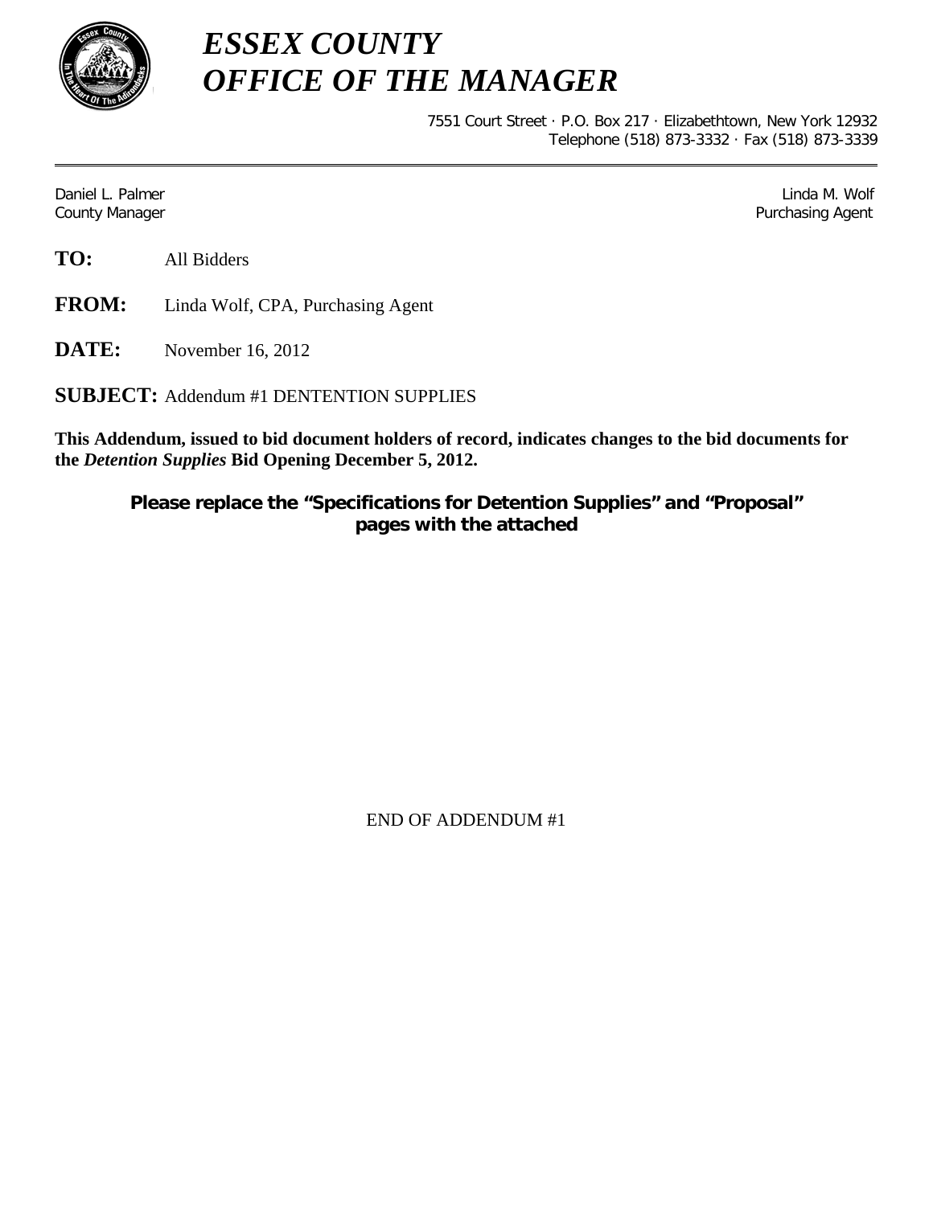# *ESSEX COUNTY*
# *OFFICE OF THE MANAGER*

7551 Court Street · P.O. Box 217 · Elizabethtown, New York 12932
Telephone (518) 873-3332 · Fax (518) 873-3339

---

Daniel L. Palmer
County Manager

Linda M. Wolf
Purchasing Agent

**TO:** All Bidders

**FROM:** Linda Wolf, CPA, Purchasing Agent

**DATE:** November 16, 2012

**SUBJECT:** Addendum #1 DENTENTION SUPPLIES

**This Addendum, issued to bid document holders of record, indicates changes to the bid documents for the *Detention Supplies* Bid Opening December 5, 2012.**

**Please replace the "Specifications for Detention Supplies" and "Proposal" pages with the attached**

END OF ADDENDUM #1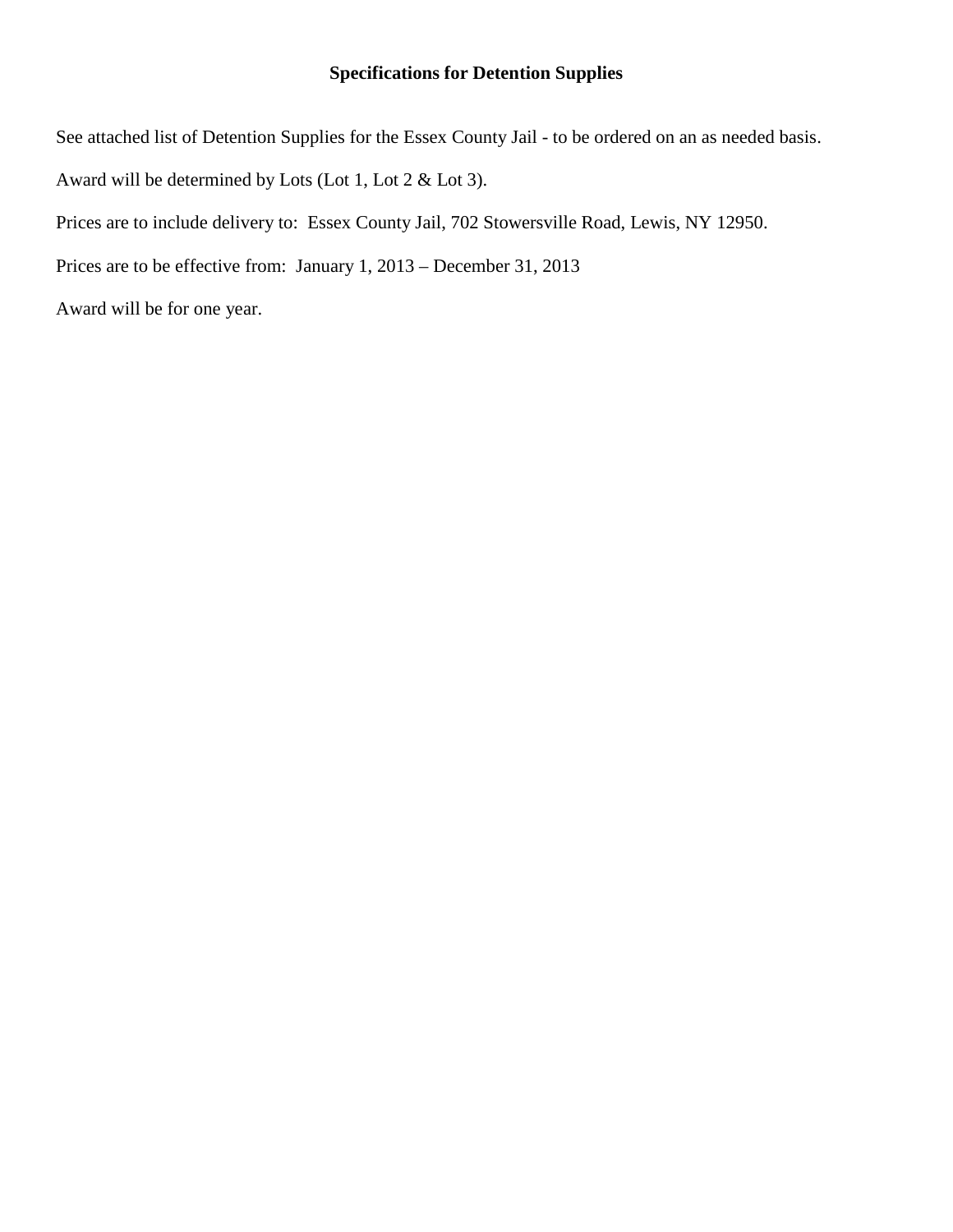**Specifications for Detention Supplies**

See attached list of Detention Supplies for the Essex County Jail - to be ordered on an as needed basis.

Award will be determined by Lots (Lot 1, Lot 2 & Lot 3).

Prices are to include delivery to:  Essex County Jail, 702 Stowersville Road, Lewis, NY 12950.

Prices are to be effective from:  January 1, 2013 – December 31, 2013

Award will be for one year.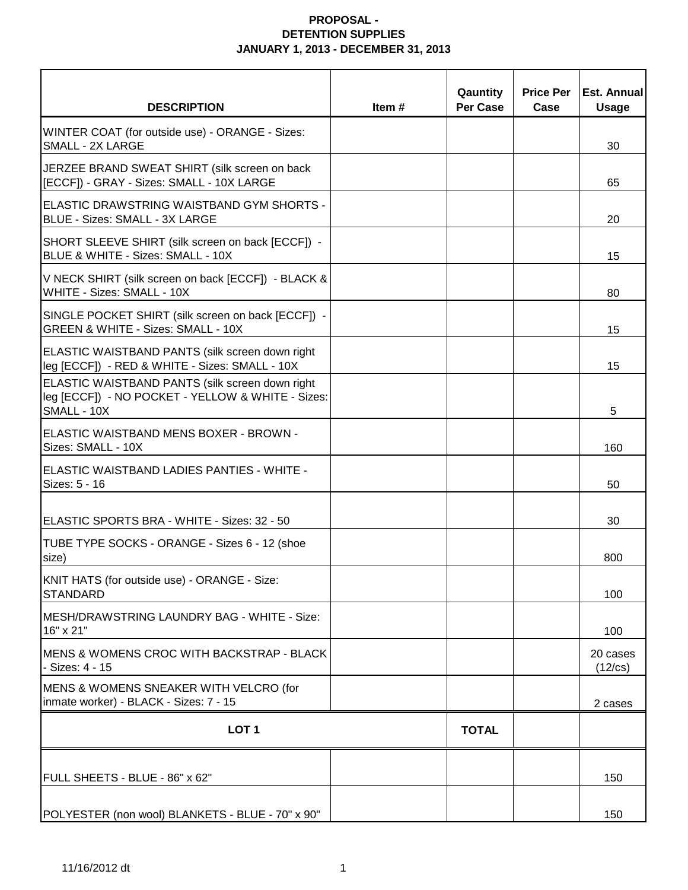**PROPOSAL -**
**DETENTION SUPPLIES**
**JANUARY 1, 2013 - DECEMBER 31, 2013**

| DESCRIPTION | Item # | Qauntity Per Case | Price Per Case | Est. Annual Usage |
|---|---|---|---|---|
| WINTER COAT (for outside use) - ORANGE - Sizes: SMALL - 2X LARGE | | | | 30 |
| JERZEE BRAND SWEAT SHIRT (silk screen on back [ECCF]) - GRAY - Sizes: SMALL - 10X LARGE | | | | 65 |
| ELASTIC DRAWSTRING WAISTBAND GYM SHORTS - BLUE - Sizes: SMALL - 3X LARGE | | | | 20 |
| SHORT SLEEVE SHIRT (silk screen on back [ECCF]) - BLUE & WHITE - Sizes: SMALL - 10X | | | | 15 |
| V NECK SHIRT (silk screen on back [ECCF]) - BLACK & WHITE - Sizes: SMALL - 10X | | | | 80 |
| SINGLE POCKET SHIRT (silk screen on back [ECCF]) - GREEN & WHITE - Sizes: SMALL - 10X | | | | 15 |
| ELASTIC WAISTBAND PANTS (silk screen down right leg [ECCF]) - RED & WHITE - Sizes: SMALL - 10X | | | | 15 |
| ELASTIC WAISTBAND PANTS (silk screen down right leg [ECCF]) - NO POCKET - YELLOW & WHITE - Sizes: SMALL - 10X | | | | 5 |
| ELASTIC WAISTBAND MENS BOXER - BROWN - Sizes: SMALL - 10X | | | | 160 |
| ELASTIC WAISTBAND LADIES PANTIES - WHITE - Sizes: 5 - 16 | | | | 50 |
| ELASTIC SPORTS BRA - WHITE - Sizes: 32 - 50 | | | | 30 |
| TUBE TYPE SOCKS - ORANGE - Sizes 6 - 12 (shoe size) | | | | 800 |
| KNIT HATS (for outside use) - ORANGE - Size: STANDARD | | | | 100 |
| MESH/DRAWSTRING LAUNDRY BAG - WHITE - Size: 16" x 21" | | | | 100 |
| MENS & WOMENS CROC WITH BACKSTRAP - BLACK - Sizes: 4 - 15 | | | | 20 cases (12/cs) |
| MENS & WOMENS SNEAKER WITH VELCRO (for inmate worker) - BLACK - Sizes: 7 - 15 | | | | 2 cases |
| **LOT 1** | | **TOTAL** | | |
| FULL SHEETS - BLUE - 86" x 62" | | | | 150 |
| POLYESTER (non wool) BLANKETS - BLUE - 70" x 90" | | | | 150 |

11/16/2012 dt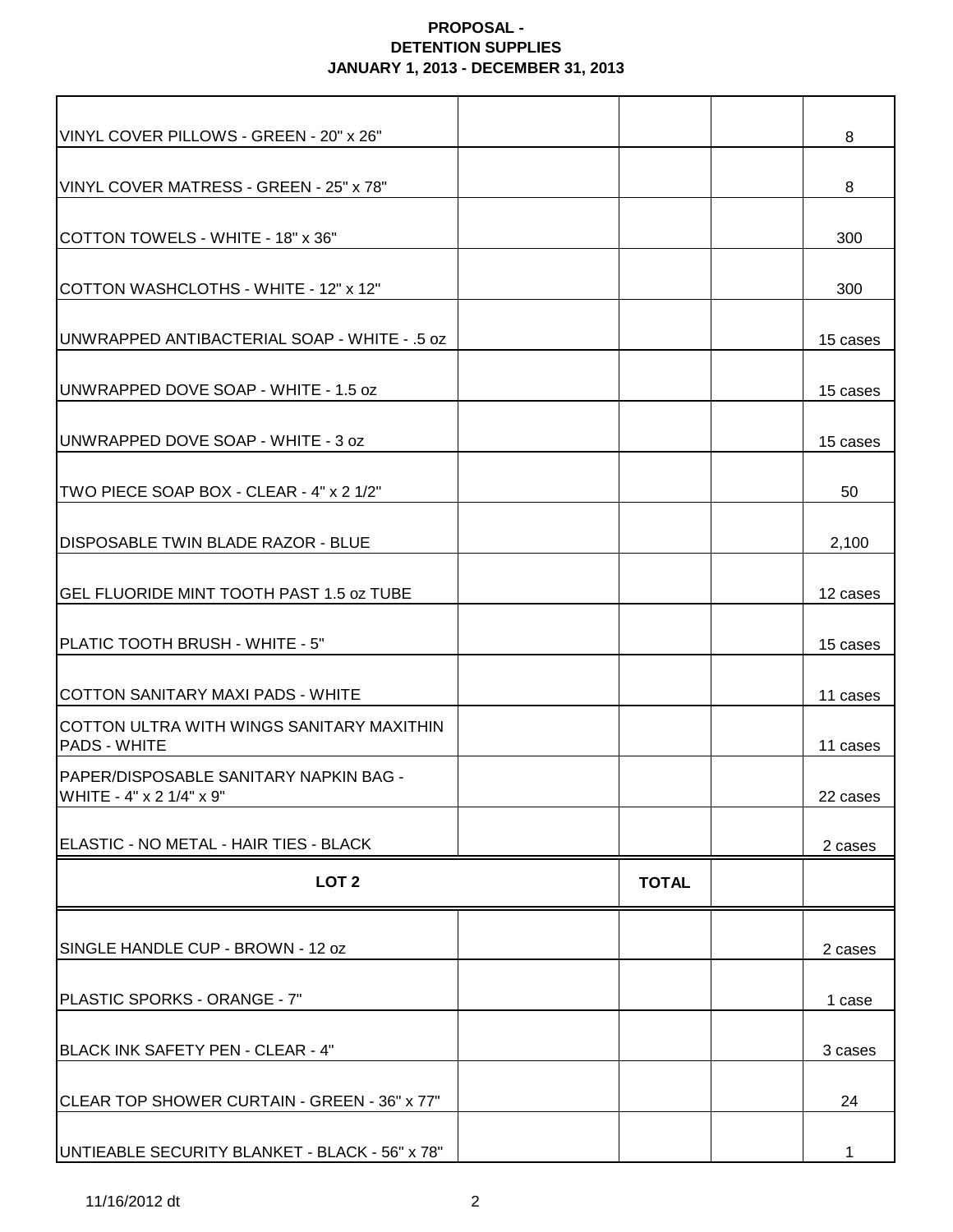**PROPOSAL -**
**DETENTION SUPPLIES**
**JANUARY 1, 2013 - DECEMBER 31, 2013**

| | | | | |
|---|---|---|---|---|
| VINYL COVER PILLOWS - GREEN - 20" x 26" | | | | 8 |
| VINYL COVER MATRESS - GREEN - 25" x 78" | | | | 8 |
| COTTON TOWELS - WHITE - 18" x 36" | | | | 300 |
| COTTON WASHCLOTHS - WHITE - 12" x 12" | | | | 300 |
| UNWRAPPED ANTIBACTERIAL SOAP - WHITE - .5 oz | | | | 15 cases |
| UNWRAPPED DOVE SOAP - WHITE - 1.5 oz | | | | 15 cases |
| UNWRAPPED DOVE SOAP - WHITE - 3 oz | | | | 15 cases |
| TWO PIECE SOAP BOX - CLEAR - 4" x 2 1/2" | | | | 50 |
| DISPOSABLE TWIN BLADE RAZOR - BLUE | | | | 2,100 |
| GEL FLUORIDE MINT TOOTH PAST 1.5 oz TUBE | | | | 12 cases |
| PLATIC TOOTH BRUSH - WHITE - 5" | | | | 15 cases |
| COTTON SANITARY MAXI PADS - WHITE | | | | 11 cases |
| COTTON ULTRA WITH WINGS SANITARY MAXITHIN PADS - WHITE | | | | 11 cases |
| PAPER/DISPOSABLE SANITARY NAPKIN BAG - WHITE - 4" x 2 1/4" x 9" | | | | 22 cases |
| ELASTIC - NO METAL - HAIR TIES - BLACK | | | | 2 cases |
| **LOT 2** | | **TOTAL** | | |
| SINGLE HANDLE CUP - BROWN - 12 oz | | | | 2 cases |
| PLASTIC SPORKS - ORANGE - 7" | | | | 1 case |
| BLACK INK SAFETY PEN - CLEAR - 4" | | | | 3 cases |
| CLEAR TOP SHOWER CURTAIN - GREEN - 36" x 77" | | | | 24 |
| UNTIEABLE SECURITY BLANKET - BLACK - 56" x 78" | | | | 1 |

11/16/2012 dt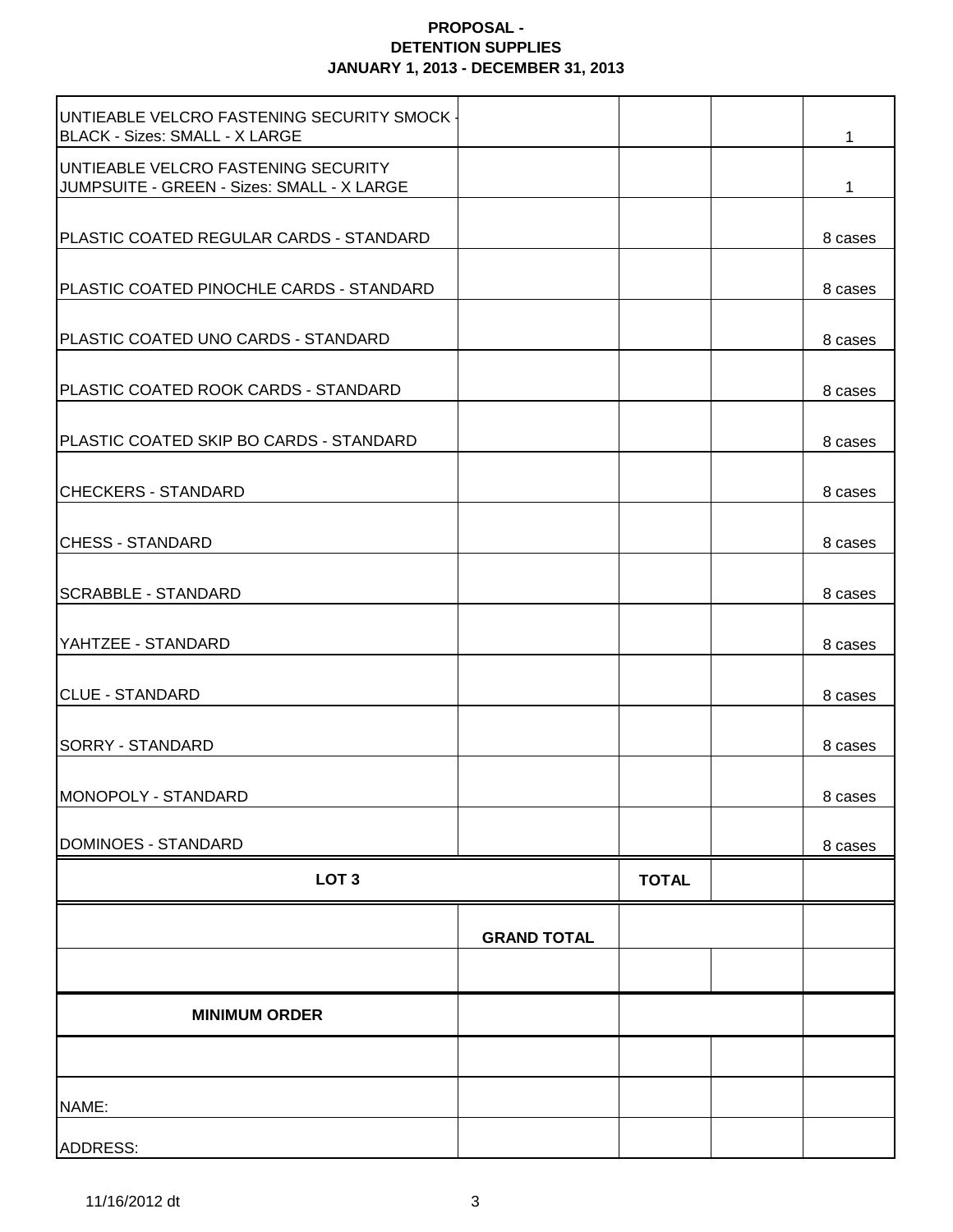**PROPOSAL -**
**DETENTION SUPPLIES**
**JANUARY 1, 2013 - DECEMBER 31, 2013**

| | | | | |
|---|---|---|---|---|
| UNTIEABLE VELCRO FASTENING SECURITY SMOCK - BLACK - Sizes: SMALL - X LARGE | | | | 1 |
| UNTIEABLE VELCRO FASTENING SECURITY JUMPSUITE - GREEN - Sizes: SMALL - X LARGE | | | | 1 |
| PLASTIC COATED REGULAR CARDS - STANDARD | | | | 8 cases |
| PLASTIC COATED PINOCHLE CARDS - STANDARD | | | | 8 cases |
| PLASTIC COATED UNO CARDS - STANDARD | | | | 8 cases |
| PLASTIC COATED ROOK CARDS - STANDARD | | | | 8 cases |
| PLASTIC COATED SKIP BO CARDS - STANDARD | | | | 8 cases |
| CHECKERS - STANDARD | | | | 8 cases |
| CHESS - STANDARD | | | | 8 cases |
| SCRABBLE - STANDARD | | | | 8 cases |
| YAHTZEE - STANDARD | | | | 8 cases |
| CLUE - STANDARD | | | | 8 cases |
| SORRY - STANDARD | | | | 8 cases |
| MONOPOLY - STANDARD | | | | 8 cases |
| DOMINOES - STANDARD | | | | 8 cases |
| **LOT 3** | | **TOTAL** | | |
| | **GRAND TOTAL** | | | |
| | | | | |
| **MINIMUM ORDER** | | | | |
| | | | | |
| NAME: | | | | |
| ADDRESS: | | | | |

11/16/2012 dt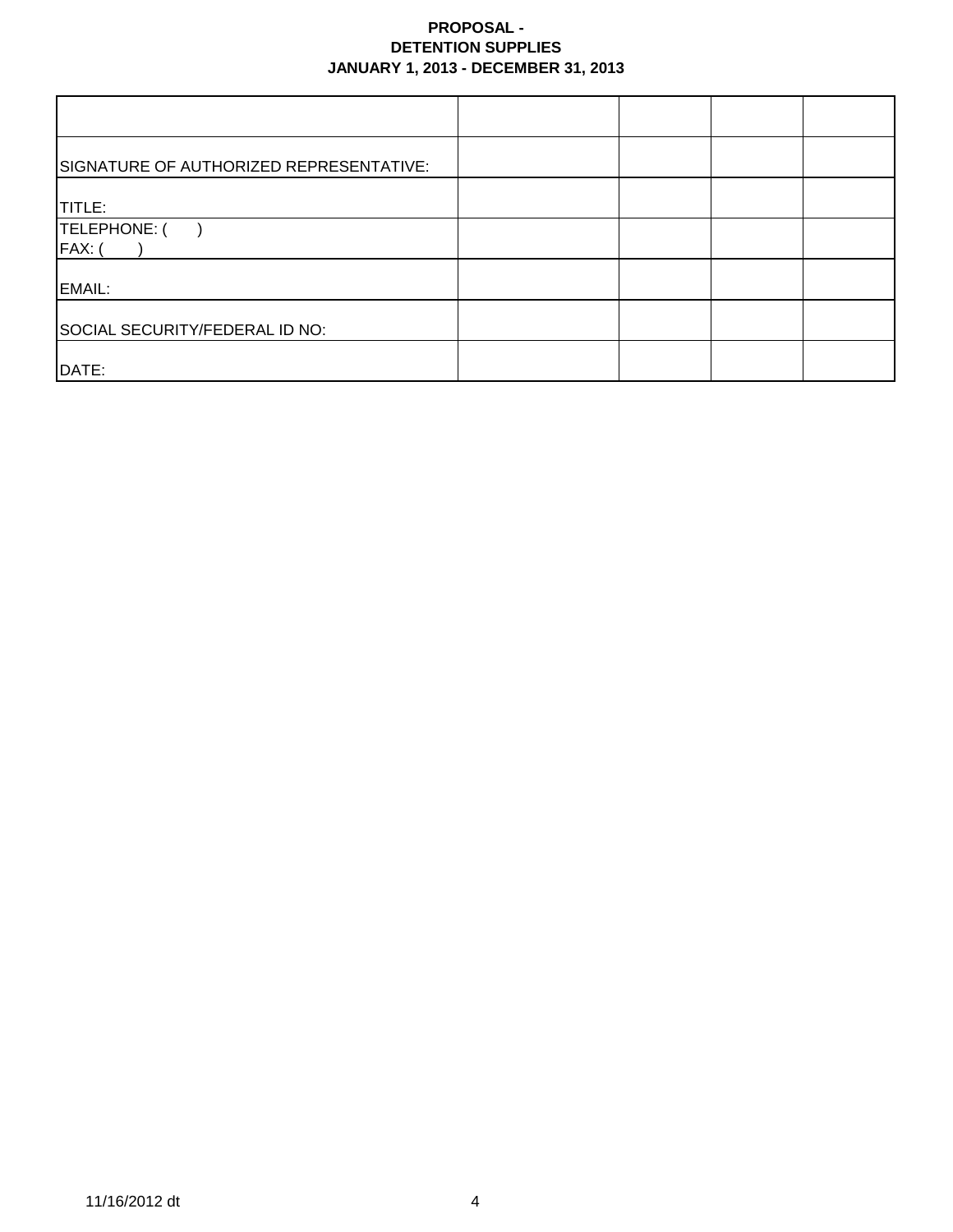**PROPOSAL -**
**DETENTION SUPPLIES**
**JANUARY 1, 2013 - DECEMBER 31, 2013**

| | | | | |
|---|---|---|---|---|
| | | | | |
| SIGNATURE OF AUTHORIZED REPRESENTATIVE: | | | | |
| TITLE: | | | | |
| TELEPHONE: ( ) <br> FAX: ( ) | | | | |
| EMAIL: | | | | |
| SOCIAL SECURITY/FEDERAL ID NO: | | | | |
| DATE: | | | | |

11/16/2012 dt